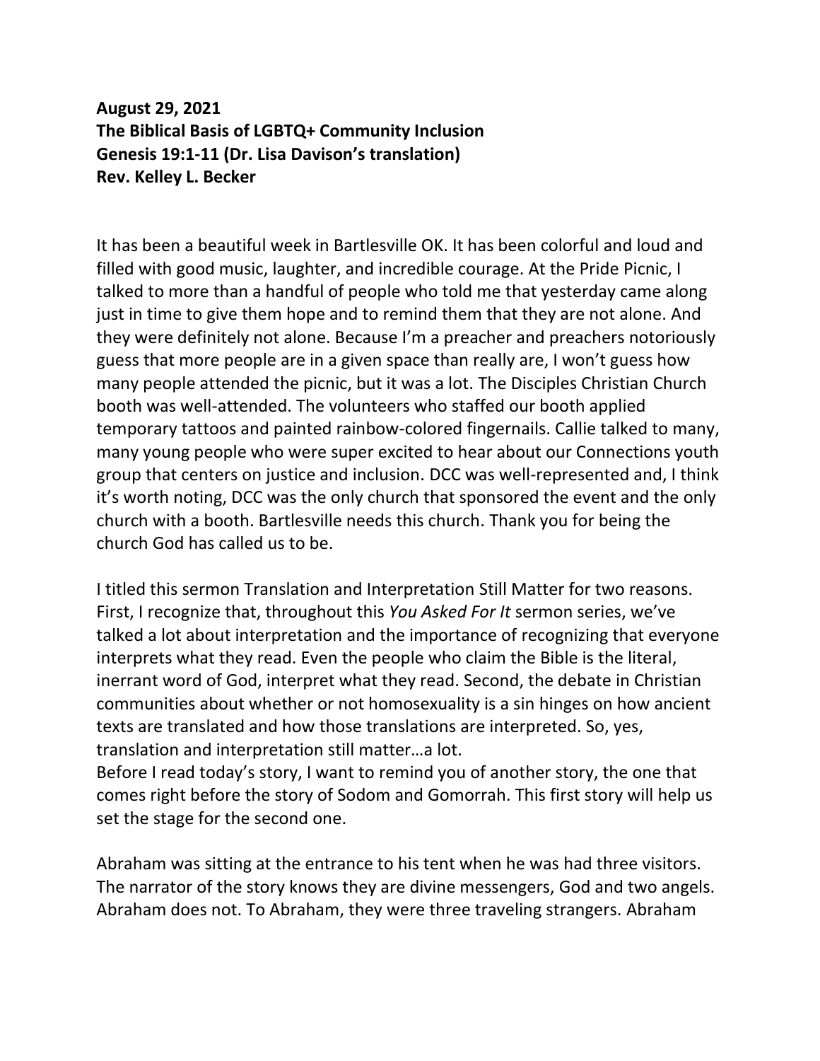**August 29, 2021**
**The Biblical Basis of LGBTQ+ Community Inclusion**
**Genesis 19:1-11 (Dr. Lisa Davison's translation)**
**Rev. Kelley L. Becker**

It has been a beautiful week in Bartlesville OK. It has been colorful and loud and filled with good music, laughter, and incredible courage. At the Pride Picnic, I talked to more than a handful of people who told me that yesterday came along just in time to give them hope and to remind them that they are not alone. And they were definitely not alone. Because I'm a preacher and preachers notoriously guess that more people are in a given space than really are, I won't guess how many people attended the picnic, but it was a lot. The Disciples Christian Church booth was well-attended. The volunteers who staffed our booth applied temporary tattoos and painted rainbow-colored fingernails. Callie talked to many, many young people who were super excited to hear about our Connections youth group that centers on justice and inclusion. DCC was well-represented and, I think it's worth noting, DCC was the only church that sponsored the event and the only church with a booth. Bartlesville needs this church. Thank you for being the church God has called us to be.

I titled this sermon Translation and Interpretation Still Matter for two reasons. First, I recognize that, throughout this *You Asked For It* sermon series, we've talked a lot about interpretation and the importance of recognizing that everyone interprets what they read. Even the people who claim the Bible is the literal, inerrant word of God, interpret what they read. Second, the debate in Christian communities about whether or not homosexuality is a sin hinges on how ancient texts are translated and how those translations are interpreted. So, yes, translation and interpretation still matter…a lot.

Before I read today's story, I want to remind you of another story, the one that comes right before the story of Sodom and Gomorrah. This first story will help us set the stage for the second one.

Abraham was sitting at the entrance to his tent when he was had three visitors. The narrator of the story knows they are divine messengers, God and two angels. Abraham does not. To Abraham, they were three traveling strangers. Abraham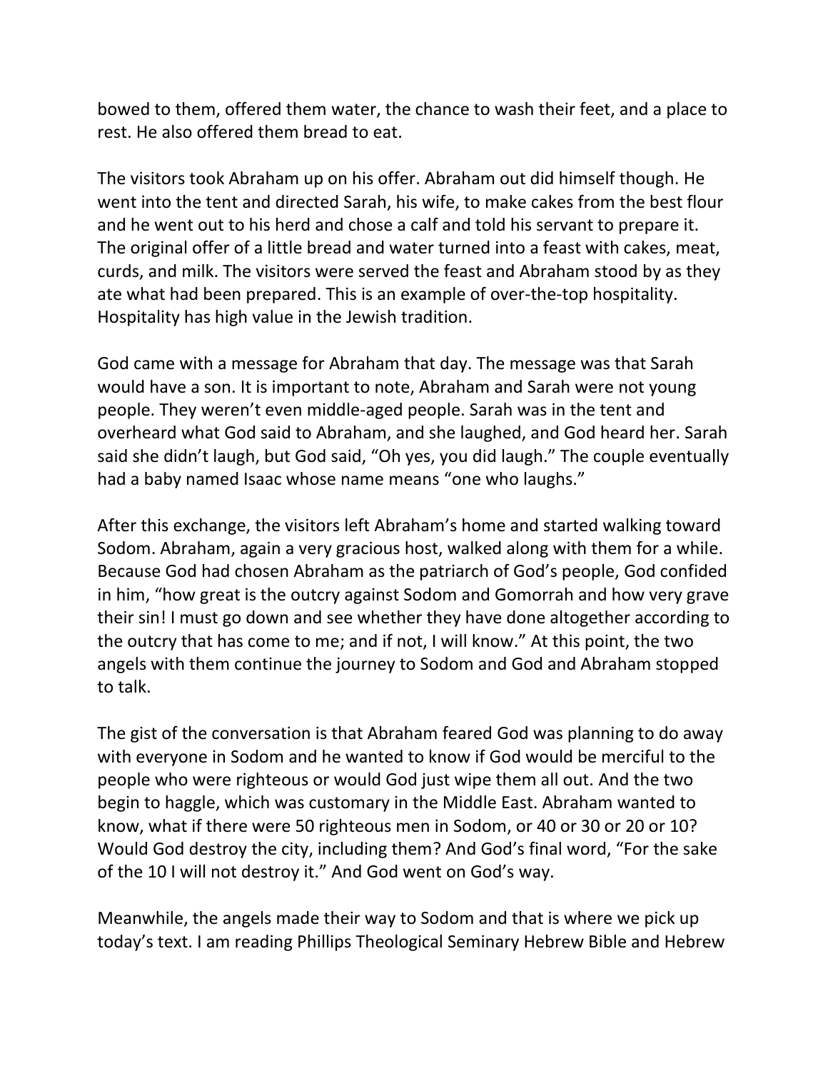bowed to them, offered them water, the chance to wash their feet, and a place to rest. He also offered them bread to eat.

The visitors took Abraham up on his offer. Abraham out did himself though. He went into the tent and directed Sarah, his wife, to make cakes from the best flour and he went out to his herd and chose a calf and told his servant to prepare it. The original offer of a little bread and water turned into a feast with cakes, meat, curds, and milk. The visitors were served the feast and Abraham stood by as they ate what had been prepared. This is an example of over-the-top hospitality. Hospitality has high value in the Jewish tradition.

God came with a message for Abraham that day. The message was that Sarah would have a son. It is important to note, Abraham and Sarah were not young people. They weren't even middle-aged people. Sarah was in the tent and overheard what God said to Abraham, and she laughed, and God heard her. Sarah said she didn't laugh, but God said, "Oh yes, you did laugh." The couple eventually had a baby named Isaac whose name means "one who laughs."

After this exchange, the visitors left Abraham's home and started walking toward Sodom. Abraham, again a very gracious host, walked along with them for a while. Because God had chosen Abraham as the patriarch of God's people, God confided in him, "how great is the outcry against Sodom and Gomorrah and how very grave their sin! I must go down and see whether they have done altogether according to the outcry that has come to me; and if not, I will know." At this point, the two angels with them continue the journey to Sodom and God and Abraham stopped to talk.

The gist of the conversation is that Abraham feared God was planning to do away with everyone in Sodom and he wanted to know if God would be merciful to the people who were righteous or would God just wipe them all out. And the two begin to haggle, which was customary in the Middle East. Abraham wanted to know, what if there were 50 righteous men in Sodom, or 40 or 30 or 20 or 10? Would God destroy the city, including them? And God's final word, "For the sake of the 10 I will not destroy it." And God went on God's way.

Meanwhile, the angels made their way to Sodom and that is where we pick up today's text. I am reading Phillips Theological Seminary Hebrew Bible and Hebrew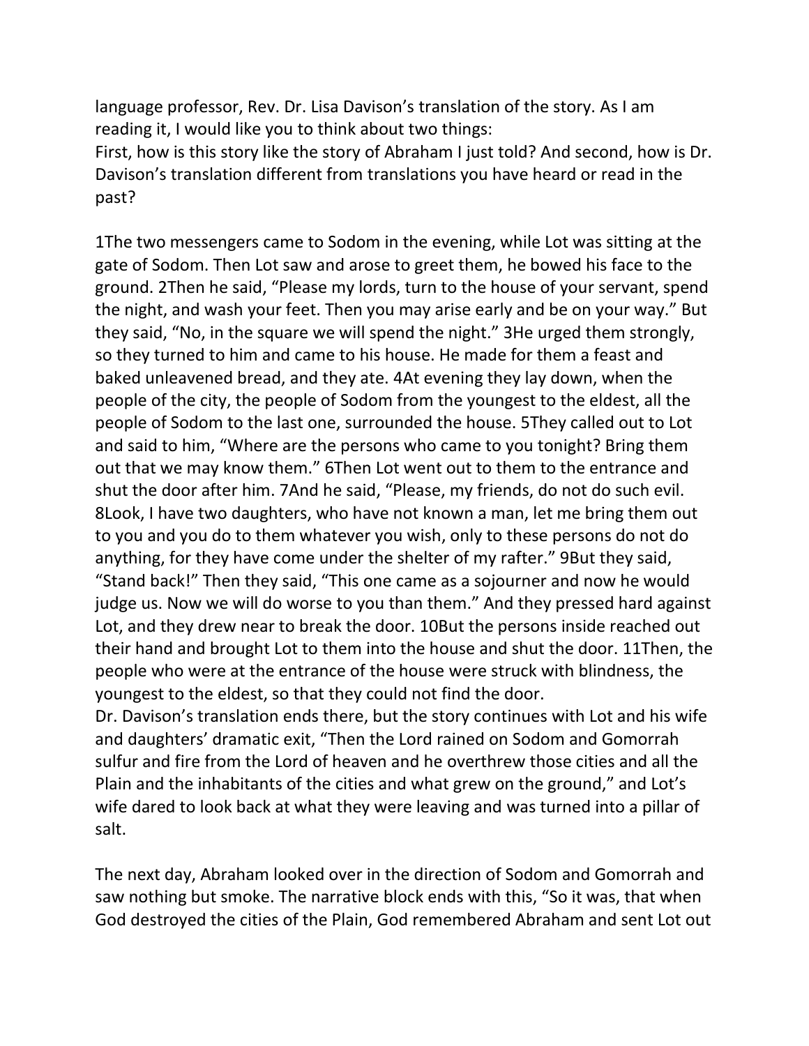language professor, Rev. Dr. Lisa Davison's translation of the story. As I am reading it, I would like you to think about two things:
First, how is this story like the story of Abraham I just told? And second, how is Dr. Davison's translation different from translations you have heard or read in the past?

1The two messengers came to Sodom in the evening, while Lot was sitting at the gate of Sodom. Then Lot saw and arose to greet them, he bowed his face to the ground. 2Then he said, "Please my lords, turn to the house of your servant, spend the night, and wash your feet. Then you may arise early and be on your way." But they said, "No, in the square we will spend the night." 3He urged them strongly, so they turned to him and came to his house. He made for them a feast and baked unleavened bread, and they ate. 4At evening they lay down, when the people of the city, the people of Sodom from the youngest to the eldest, all the people of Sodom to the last one, surrounded the house. 5They called out to Lot and said to him, "Where are the persons who came to you tonight? Bring them out that we may know them." 6Then Lot went out to them to the entrance and shut the door after him. 7And he said, "Please, my friends, do not do such evil. 8Look, I have two daughters, who have not known a man, let me bring them out to you and you do to them whatever you wish, only to these persons do not do anything, for they have come under the shelter of my rafter." 9But they said, "Stand back!" Then they said, "This one came as a sojourner and now he would judge us. Now we will do worse to you than them." And they pressed hard against Lot, and they drew near to break the door. 10But the persons inside reached out their hand and brought Lot to them into the house and shut the door. 11Then, the people who were at the entrance of the house were struck with blindness, the youngest to the eldest, so that they could not find the door.
Dr. Davison's translation ends there, but the story continues with Lot and his wife and daughters' dramatic exit, "Then the Lord rained on Sodom and Gomorrah sulfur and fire from the Lord of heaven and he overthrew those cities and all the Plain and the inhabitants of the cities and what grew on the ground," and Lot's wife dared to look back at what they were leaving and was turned into a pillar of salt.

The next day, Abraham looked over in the direction of Sodom and Gomorrah and saw nothing but smoke. The narrative block ends with this, "So it was, that when God destroyed the cities of the Plain, God remembered Abraham and sent Lot out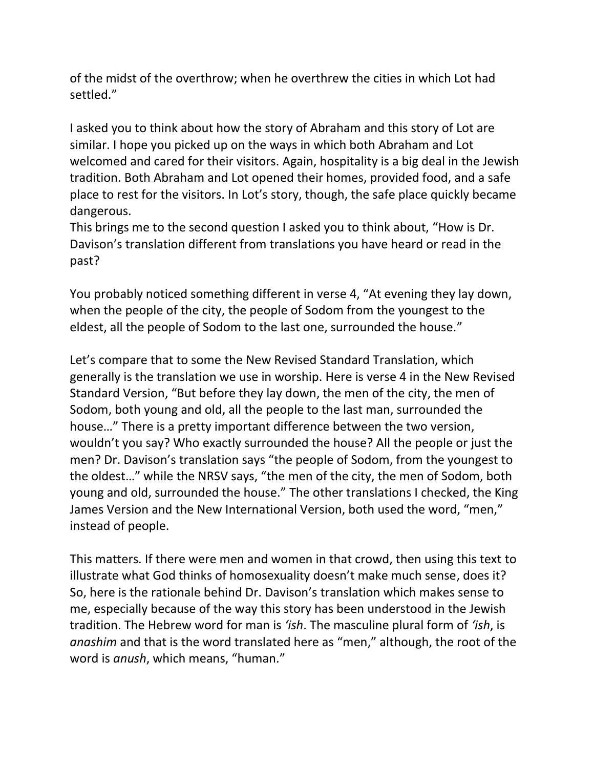of the midst of the overthrow; when he overthrew the cities in which Lot had settled."

I asked you to think about how the story of Abraham and this story of Lot are similar. I hope you picked up on the ways in which both Abraham and Lot welcomed and cared for their visitors. Again, hospitality is a big deal in the Jewish tradition. Both Abraham and Lot opened their homes, provided food, and a safe place to rest for the visitors. In Lot's story, though, the safe place quickly became dangerous.
This brings me to the second question I asked you to think about, "How is Dr. Davison's translation different from translations you have heard or read in the past?

You probably noticed something different in verse 4, "At evening they lay down, when the people of the city, the people of Sodom from the youngest to the eldest, all the people of Sodom to the last one, surrounded the house."

Let's compare that to some the New Revised Standard Translation, which generally is the translation we use in worship. Here is verse 4 in the New Revised Standard Version, "But before they lay down, the men of the city, the men of Sodom, both young and old, all the people to the last man, surrounded the house…" There is a pretty important difference between the two version, wouldn't you say? Who exactly surrounded the house? All the people or just the men? Dr. Davison's translation says "the people of Sodom, from the youngest to the oldest…" while the NRSV says, "the men of the city, the men of Sodom, both young and old, surrounded the house." The other translations I checked, the King James Version and the New International Version, both used the word, "men," instead of people.

This matters. If there were men and women in that crowd, then using this text to illustrate what God thinks of homosexuality doesn't make much sense, does it? So, here is the rationale behind Dr. Davison's translation which makes sense to me, especially because of the way this story has been understood in the Jewish tradition. The Hebrew word for man is *'ish*. The masculine plural form of *'ish*, is *anashim* and that is the word translated here as "men," although, the root of the word is *anush*, which means, "human."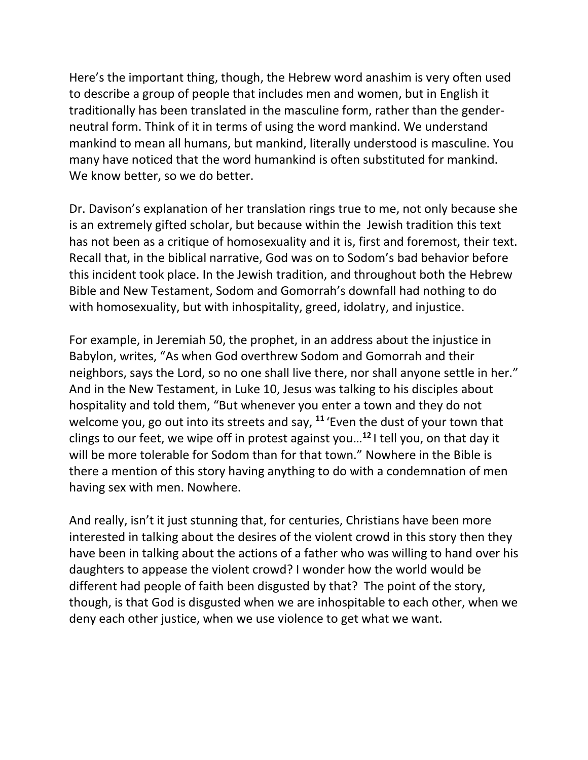Here's the important thing, though, the Hebrew word anashim is very often used to describe a group of people that includes men and women, but in English it traditionally has been translated in the masculine form, rather than the gender-neutral form. Think of it in terms of using the word mankind. We understand mankind to mean all humans, but mankind, literally understood is masculine. You many have noticed that the word humankind is often substituted for mankind. We know better, so we do better.

Dr. Davison's explanation of her translation rings true to me, not only because she is an extremely gifted scholar, but because within the Jewish tradition this text has not been as a critique of homosexuality and it is, first and foremost, their text. Recall that, in the biblical narrative, God was on to Sodom's bad behavior before this incident took place. In the Jewish tradition, and throughout both the Hebrew Bible and New Testament, Sodom and Gomorrah's downfall had nothing to do with homosexuality, but with inhospitality, greed, idolatry, and injustice.

For example, in Jeremiah 50, the prophet, in an address about the injustice in Babylon, writes, "As when God overthrew Sodom and Gomorrah and their neighbors, says the Lord, so no one shall live there, nor shall anyone settle in her." And in the New Testament, in Luke 10, Jesus was talking to his disciples about hospitality and told them, "But whenever you enter a town and they do not welcome you, go out into its streets and say, [11] 'Even the dust of your town that clings to our feet, we wipe off in protest against you…[12] I tell you, on that day it will be more tolerable for Sodom than for that town." Nowhere in the Bible is there a mention of this story having anything to do with a condemnation of men having sex with men. Nowhere.

And really, isn't it just stunning that, for centuries, Christians have been more interested in talking about the desires of the violent crowd in this story then they have been in talking about the actions of a father who was willing to hand over his daughters to appease the violent crowd? I wonder how the world would be different had people of faith been disgusted by that? The point of the story, though, is that God is disgusted when we are inhospitable to each other, when we deny each other justice, when we use violence to get what we want.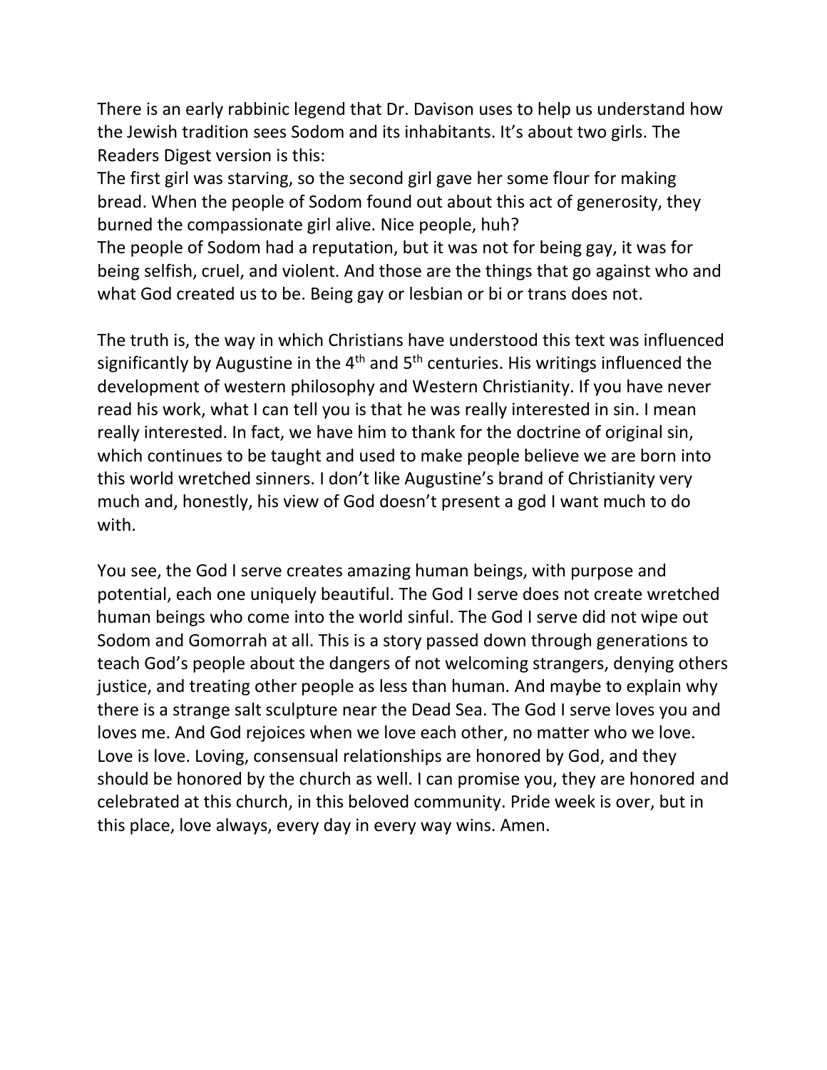There is an early rabbinic legend that Dr. Davison uses to help us understand how the Jewish tradition sees Sodom and its inhabitants. It's about two girls. The Readers Digest version is this:

The first girl was starving, so the second girl gave her some flour for making bread. When the people of Sodom found out about this act of generosity, they burned the compassionate girl alive. Nice people, huh?

The people of Sodom had a reputation, but it was not for being gay, it was for being selfish, cruel, and violent. And those are the things that go against who and what God created us to be. Being gay or lesbian or bi or trans does not.

The truth is, the way in which Christians have understood this text was influenced significantly by Augustine in the 4th and 5th centuries. His writings influenced the development of western philosophy and Western Christianity. If you have never read his work, what I can tell you is that he was really interested in sin. I mean really interested. In fact, we have him to thank for the doctrine of original sin, which continues to be taught and used to make people believe we are born into this world wretched sinners. I don't like Augustine's brand of Christianity very much and, honestly, his view of God doesn't present a god I want much to do with.

You see, the God I serve creates amazing human beings, with purpose and potential, each one uniquely beautiful. The God I serve does not create wretched human beings who come into the world sinful. The God I serve did not wipe out Sodom and Gomorrah at all. This is a story passed down through generations to teach God's people about the dangers of not welcoming strangers, denying others justice, and treating other people as less than human. And maybe to explain why there is a strange salt sculpture near the Dead Sea. The God I serve loves you and loves me. And God rejoices when we love each other, no matter who we love. Love is love. Loving, consensual relationships are honored by God, and they should be honored by the church as well. I can promise you, they are honored and celebrated at this church, in this beloved community. Pride week is over, but in this place, love always, every day in every way wins. Amen.